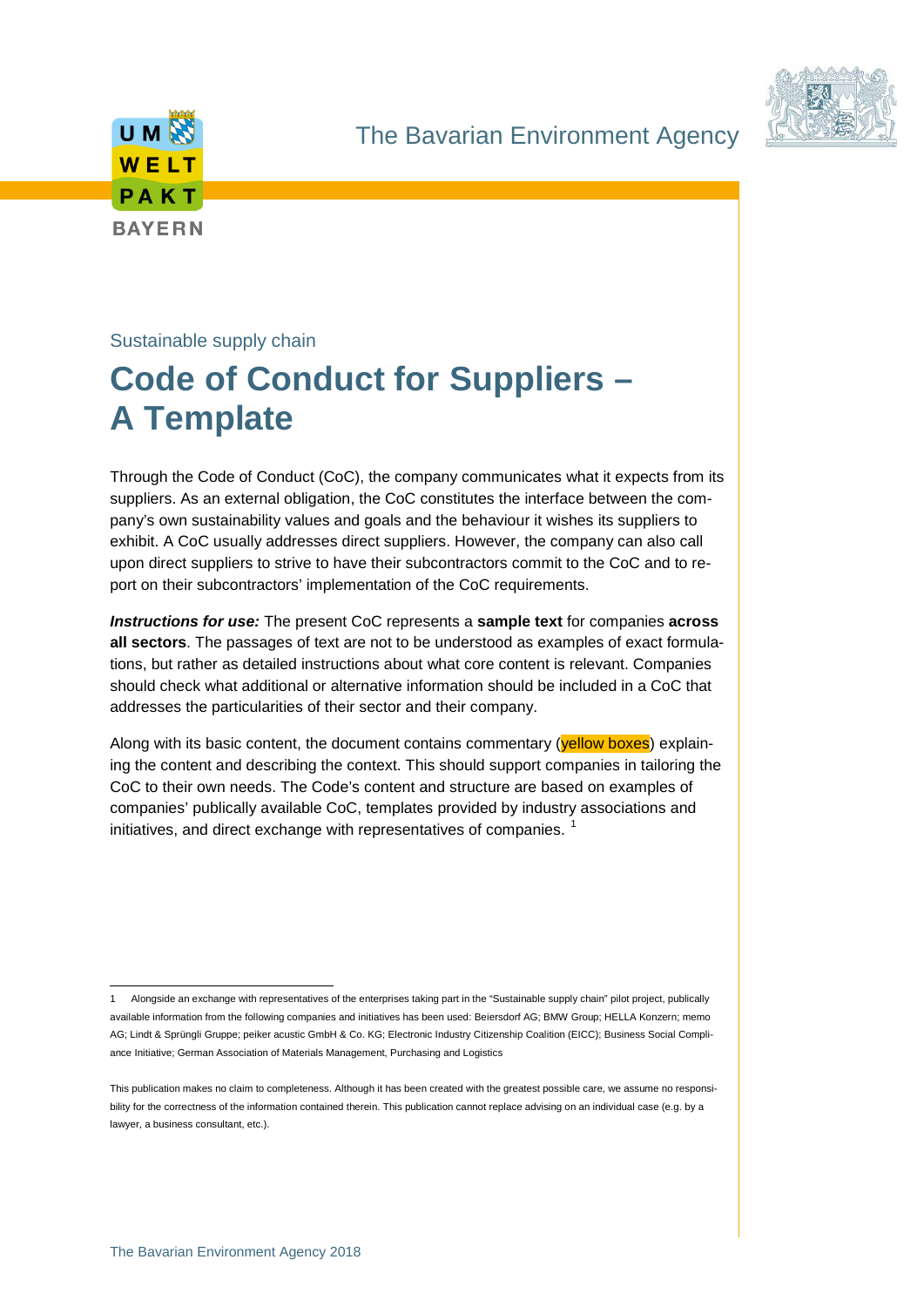The Bavarian Environment Agency

Sustainable supply chain

# Code of Conduct for Suppliers – A Template

Through the Code of Conduct (CoC), the company communicates what it expects from its suppliers. As an external obligation, the CoC constitutes the interface between the company's own sustainability values and goals and the behaviour it wishes its suppliers to exhibit. A CoC usually addresses direct suppliers. However, the company can also call upon direct suppliers to strive to have their subcontractors commit to the CoC and to report on their subcontractors' implementation of the CoC requirements.

***Instructions for use:*** The present CoC represents a **sample text** for companies **across all sectors**. The passages of text are not to be understood as examples of exact formulations, but rather as detailed instructions about what core content is relevant. Companies should check what additional or alternative information should be included in a CoC that addresses the particularities of their sector and their company.

Along with its basic content, the document contains commentary (yellow boxes) explaining the content and describing the context. This should support companies in tailoring the CoC to their own needs. The Code's content and structure are based on examples of companies' publically available CoC, templates provided by industry associations and initiatives, and direct exchange with representatives of companies. [1]

---

1 Alongside an exchange with representatives of the enterprises taking part in the "Sustainable supply chain" pilot project, publically available information from the following companies and initiatives has been used: Beiersdorf AG; BMW Group; HELLA Konzern; memo AG; Lindt & Sprüngli Gruppe; peiker acustic GmbH & Co. KG; Electronic Industry Citizenship Coalition (EICC); Business Social Compliance Initiative; German Association of Materials Management, Purchasing and Logistics

This publication makes no claim to completeness. Although it has been created with the greatest possible care, we assume no responsibility for the correctness of the information contained therein. This publication cannot replace advising on an individual case (e.g. by a lawyer, a business consultant, etc.).

The Bavarian Environment Agency 2018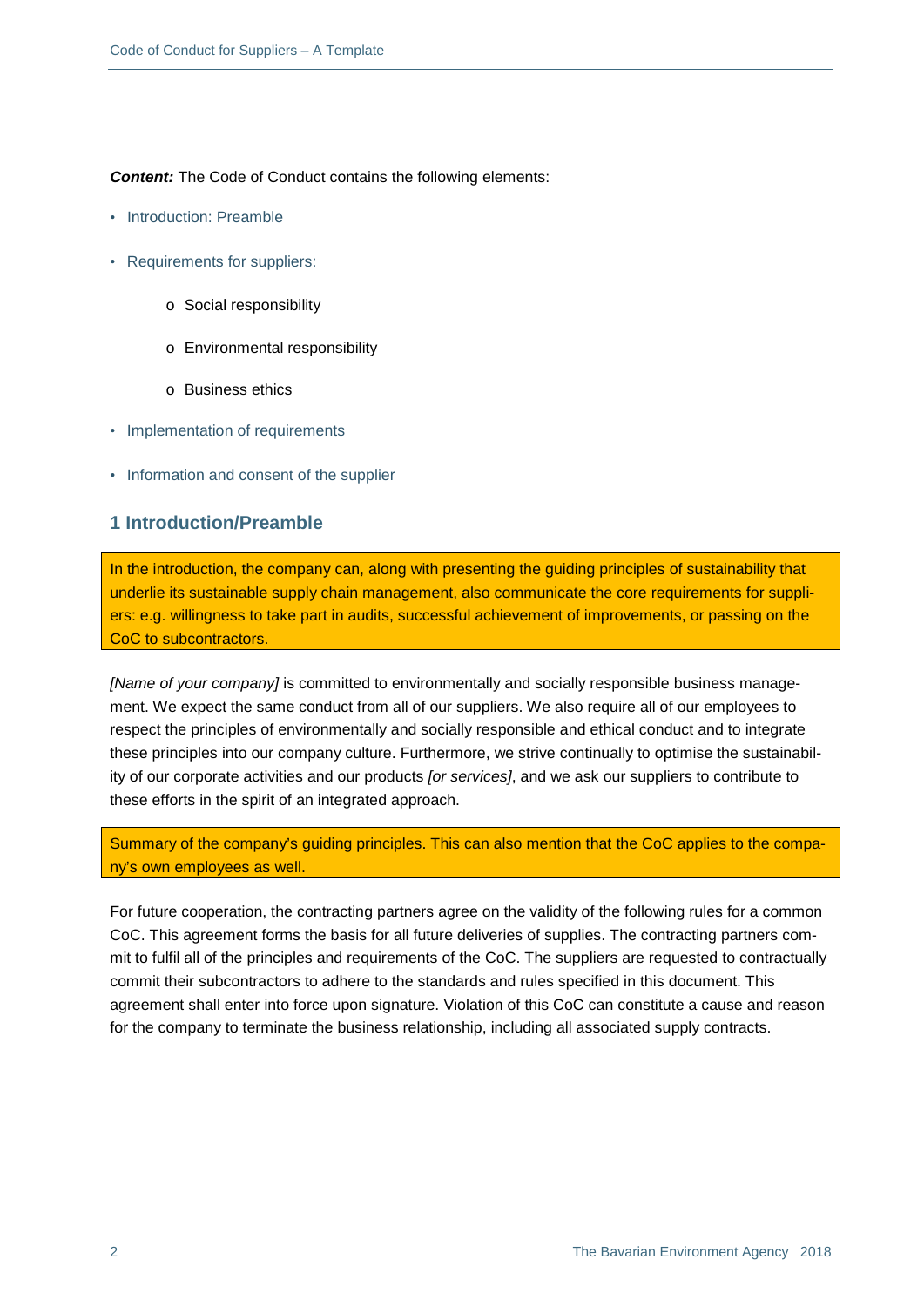***Content:*** The Code of Conduct contains the following elements:

- Introduction: Preamble
- Requirements for suppliers:
    - Social responsibility
    - Environmental responsibility
    - Business ethics
- Implementation of requirements
- Information and consent of the supplier

## 1 Introduction/Preamble

In the introduction, the company can, along with presenting the guiding principles of sustainability that underlie its sustainable supply chain management, also communicate the core requirements for suppliers: e.g. willingness to take part in audits, successful achievement of improvements, or passing on the CoC to subcontractors.

*[Name of your company]* is committed to environmentally and socially responsible business management. We expect the same conduct from all of our suppliers. We also require all of our employees to respect the principles of environmentally and socially responsible and ethical conduct and to integrate these principles into our company culture. Furthermore, we strive continually to optimise the sustainability of our corporate activities and our products *[or services]*, and we ask our suppliers to contribute to these efforts in the spirit of an integrated approach.

Summary of the company's guiding principles. This can also mention that the CoC applies to the company's own employees as well.

For future cooperation, the contracting partners agree on the validity of the following rules for a common CoC. This agreement forms the basis for all future deliveries of supplies. The contracting partners commit to fulfil all of the principles and requirements of the CoC. The suppliers are requested to contractually commit their subcontractors to adhere to the standards and rules specified in this document. This agreement shall enter into force upon signature. Violation of this CoC can constitute a cause and reason for the company to terminate the business relationship, including all associated supply contracts.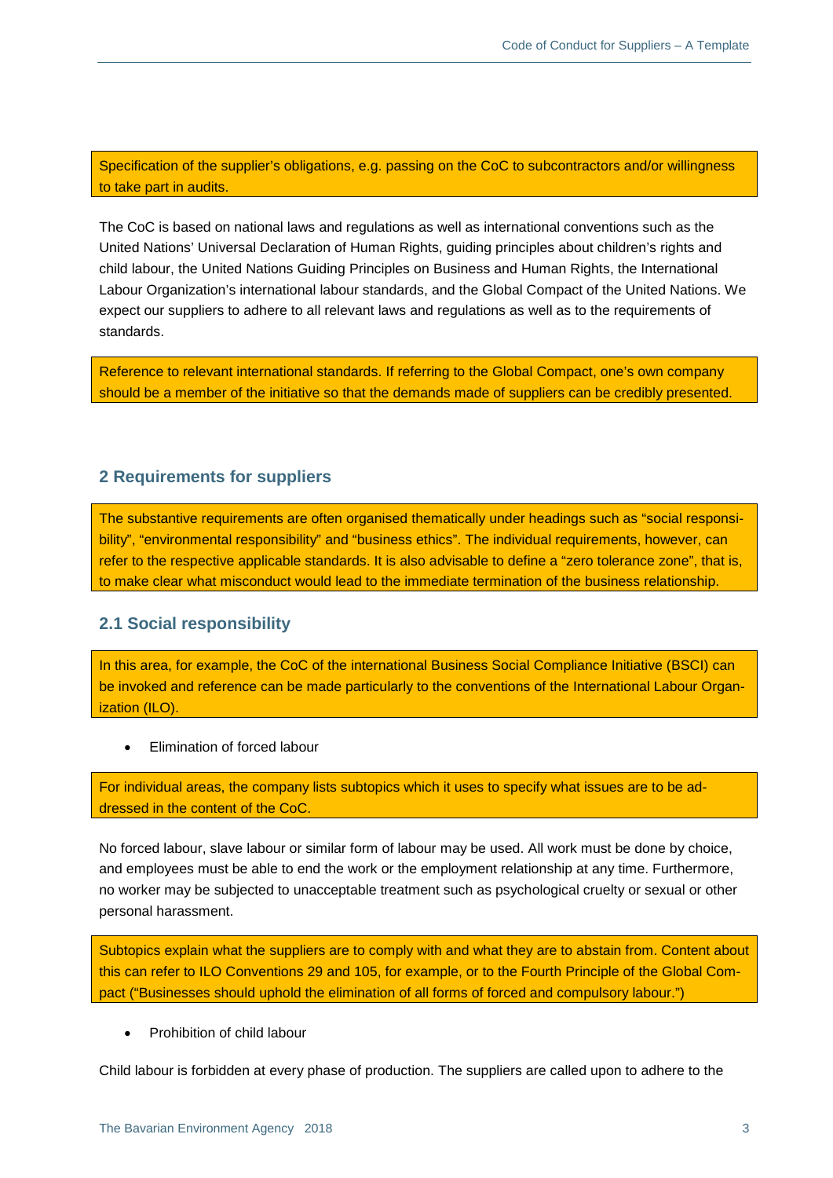Specification of the supplier's obligations, e.g. passing on the CoC to subcontractors and/or willingness to take part in audits.

The CoC is based on national laws and regulations as well as international conventions such as the United Nations' Universal Declaration of Human Rights, guiding principles about children's rights and child labour, the United Nations Guiding Principles on Business and Human Rights, the International Labour Organization's international labour standards, and the Global Compact of the United Nations. We expect our suppliers to adhere to all relevant laws and regulations as well as to the requirements of standards.

Reference to relevant international standards. If referring to the Global Compact, one's own company should be a member of the initiative so that the demands made of suppliers can be credibly presented.

## 2 Requirements for suppliers

The substantive requirements are often organised thematically under headings such as "social responsibility", "environmental responsibility" and "business ethics". The individual requirements, however, can refer to the respective applicable standards. It is also advisable to define a "zero tolerance zone", that is, to make clear what misconduct would lead to the immediate termination of the business relationship.

### 2.1 Social responsibility

In this area, for example, the CoC of the international Business Social Compliance Initiative (BSCI) can be invoked and reference can be made particularly to the conventions of the International Labour Organization (ILO).

- Elimination of forced labour

For individual areas, the company lists subtopics which it uses to specify what issues are to be addressed in the content of the CoC.

No forced labour, slave labour or similar form of labour may be used. All work must be done by choice, and employees must be able to end the work or the employment relationship at any time. Furthermore, no worker may be subjected to unacceptable treatment such as psychological cruelty or sexual or other personal harassment.

Subtopics explain what the suppliers are to comply with and what they are to abstain from. Content about this can refer to ILO Conventions 29 and 105, for example, or to the Fourth Principle of the Global Compact ("Businesses should uphold the elimination of all forms of forced and compulsory labour.")

- Prohibition of child labour

Child labour is forbidden at every phase of production. The suppliers are called upon to adhere to the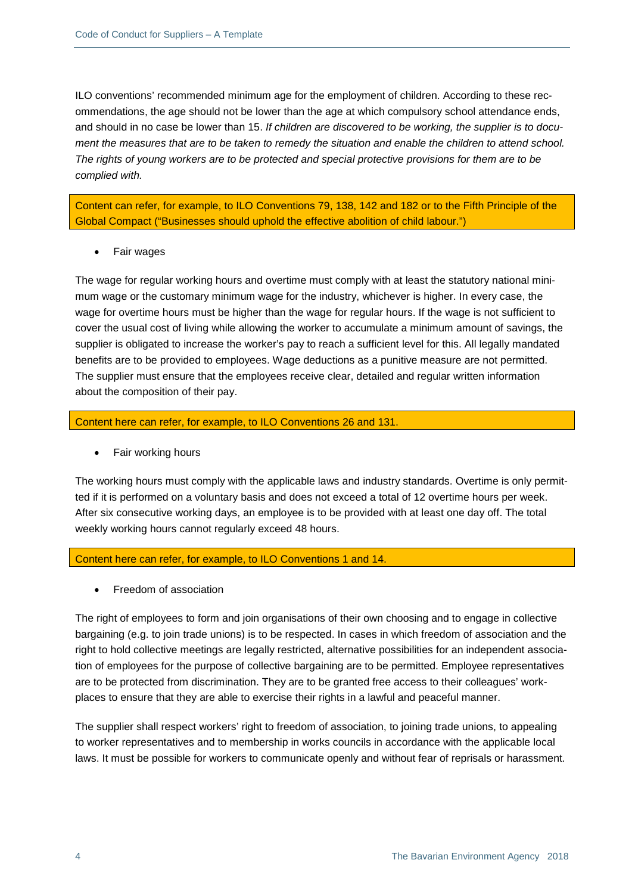ILO conventions' recommended minimum age for the employment of children. According to these recommendations, the age should not be lower than the age at which compulsory school attendance ends, and should in no case be lower than 15. *If children are discovered to be working, the supplier is to document the measures that are to be taken to remedy the situation and enable the children to attend school. The rights of young workers are to be protected and special protective provisions for them are to be complied with.*

Content can refer, for example, to ILO Conventions 79, 138, 142 and 182 or to the Fifth Principle of the Global Compact ("Businesses should uphold the effective abolition of child labour.")

- Fair wages

The wage for regular working hours and overtime must comply with at least the statutory national minimum wage or the customary minimum wage for the industry, whichever is higher. In every case, the wage for overtime hours must be higher than the wage for regular hours. If the wage is not sufficient to cover the usual cost of living while allowing the worker to accumulate a minimum amount of savings, the supplier is obligated to increase the worker's pay to reach a sufficient level for this. All legally mandated benefits are to be provided to employees. Wage deductions as a punitive measure are not permitted. The supplier must ensure that the employees receive clear, detailed and regular written information about the composition of their pay.

Content here can refer, for example, to ILO Conventions 26 and 131.

- Fair working hours

The working hours must comply with the applicable laws and industry standards. Overtime is only permitted if it is performed on a voluntary basis and does not exceed a total of 12 overtime hours per week. After six consecutive working days, an employee is to be provided with at least one day off. The total weekly working hours cannot regularly exceed 48 hours.

Content here can refer, for example, to ILO Conventions 1 and 14.

- Freedom of association

The right of employees to form and join organisations of their own choosing and to engage in collective bargaining (e.g. to join trade unions) is to be respected. In cases in which freedom of association and the right to hold collective meetings are legally restricted, alternative possibilities for an independent association of employees for the purpose of collective bargaining are to be permitted. Employee representatives are to be protected from discrimination. They are to be granted free access to their colleagues' workplaces to ensure that they are able to exercise their rights in a lawful and peaceful manner.

The supplier shall respect workers' right to freedom of association, to joining trade unions, to appealing to worker representatives and to membership in works councils in accordance with the applicable local laws. It must be possible for workers to communicate openly and without fear of reprisals or harassment.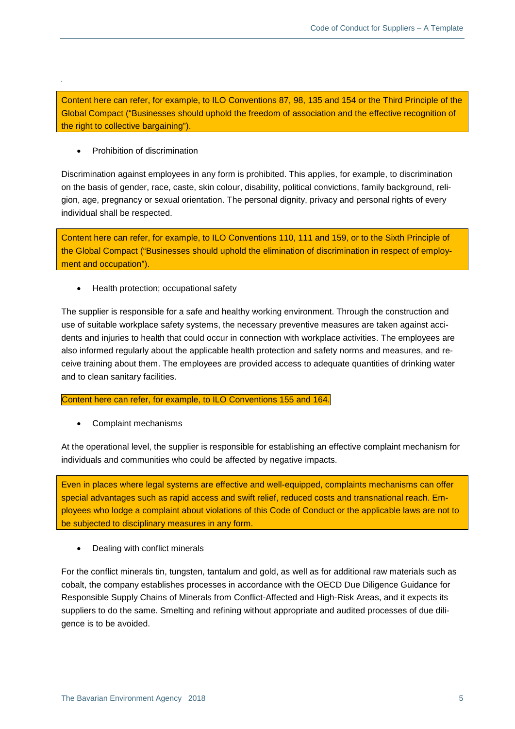Content here can refer, for example, to ILO Conventions 87, 98, 135 and 154 or the Third Principle of the Global Compact ("Businesses should uphold the freedom of association and the effective recognition of the right to collective bargaining").

- Prohibition of discrimination

Discrimination against employees in any form is prohibited. This applies, for example, to discrimination on the basis of gender, race, caste, skin colour, disability, political convictions, family background, religion, age, pregnancy or sexual orientation. The personal dignity, privacy and personal rights of every individual shall be respected.

Content here can refer, for example, to ILO Conventions 110, 111 and 159, or to the Sixth Principle of the Global Compact ("Businesses should uphold the elimination of discrimination in respect of employment and occupation").

- Health protection; occupational safety

The supplier is responsible for a safe and healthy working environment. Through the construction and use of suitable workplace safety systems, the necessary preventive measures are taken against accidents and injuries to health that could occur in connection with workplace activities. The employees are also informed regularly about the applicable health protection and safety norms and measures, and receive training about them. The employees are provided access to adequate quantities of drinking water and to clean sanitary facilities.

Content here can refer, for example, to ILO Conventions 155 and 164.

- Complaint mechanisms

At the operational level, the supplier is responsible for establishing an effective complaint mechanism for individuals and communities who could be affected by negative impacts.

Even in places where legal systems are effective and well-equipped, complaints mechanisms can offer special advantages such as rapid access and swift relief, reduced costs and transnational reach. Employees who lodge a complaint about violations of this Code of Conduct or the applicable laws are not to be subjected to disciplinary measures in any form.

- Dealing with conflict minerals

For the conflict minerals tin, tungsten, tantalum and gold, as well as for additional raw materials such as cobalt, the company establishes processes in accordance with the OECD Due Diligence Guidance for Responsible Supply Chains of Minerals from Conflict-Affected and High-Risk Areas, and it expects its suppliers to do the same. Smelting and refining without appropriate and audited processes of due diligence is to be avoided.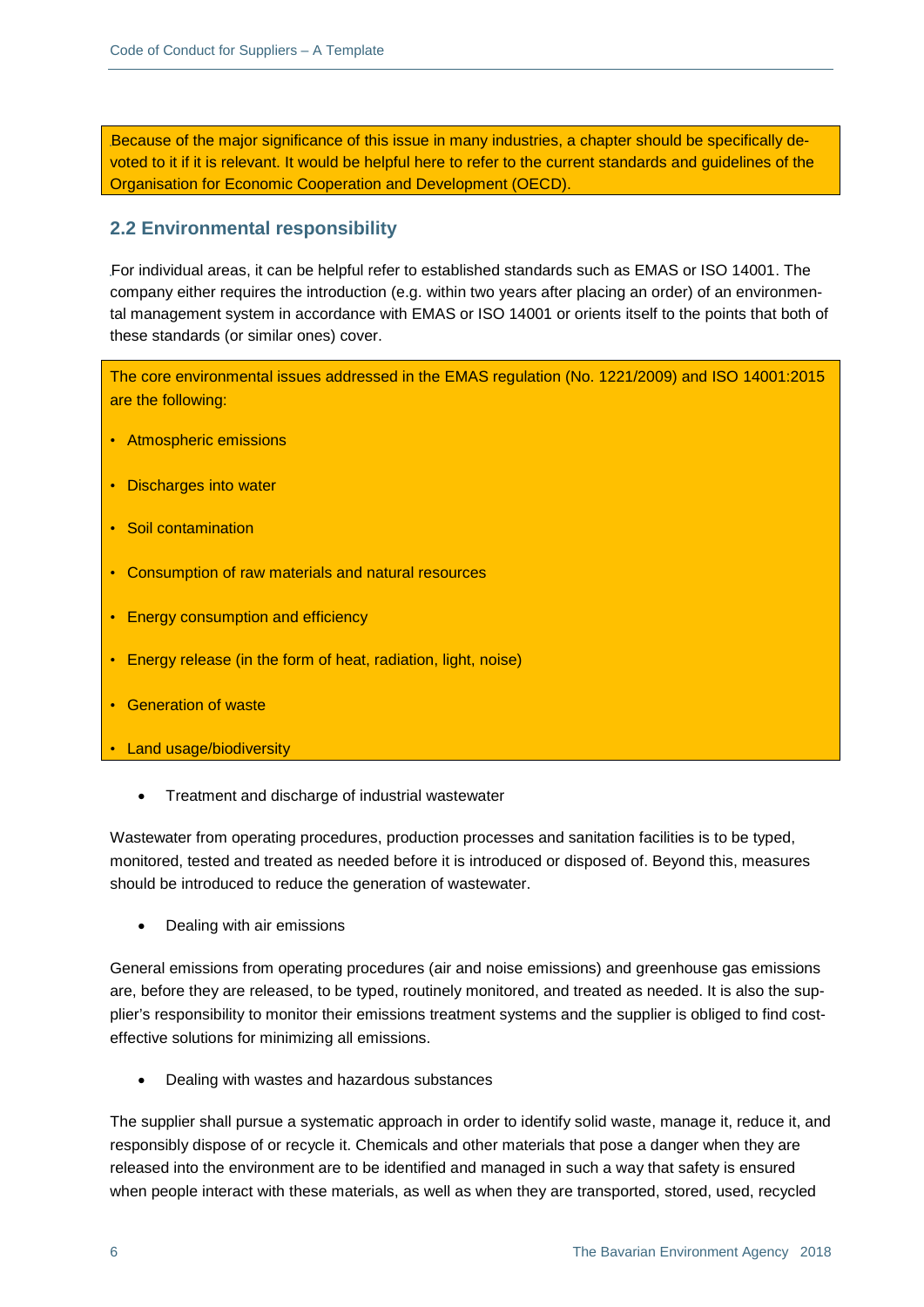Because of the major significance of this issue in many industries, a chapter should be specifically devoted to it if it is relevant. It would be helpful here to refer to the current standards and guidelines of the Organisation for Economic Cooperation and Development (OECD).

## 2.2 Environmental responsibility

For individual areas, it can be helpful refer to established standards such as EMAS or ISO 14001. The company either requires the introduction (e.g. within two years after placing an order) of an environmental management system in accordance with EMAS or ISO 14001 or orients itself to the points that both of these standards (or similar ones) cover.

The core environmental issues addressed in the EMAS regulation (No. 1221/2009) and ISO 14001:2015 are the following:

- Atmospheric emissions
- Discharges into water
- Soil contamination
- Consumption of raw materials and natural resources
- Energy consumption and efficiency
- Energy release (in the form of heat, radiation, light, noise)
- Generation of waste
- Land usage/biodiversity

- Treatment and discharge of industrial wastewater

Wastewater from operating procedures, production processes and sanitation facilities is to be typed, monitored, tested and treated as needed before it is introduced or disposed of. Beyond this, measures should be introduced to reduce the generation of wastewater.

- Dealing with air emissions

General emissions from operating procedures (air and noise emissions) and greenhouse gas emissions are, before they are released, to be typed, routinely monitored, and treated as needed. It is also the supplier's responsibility to monitor their emissions treatment systems and the supplier is obliged to find cost-effective solutions for minimizing all emissions.

- Dealing with wastes and hazardous substances

The supplier shall pursue a systematic approach in order to identify solid waste, manage it, reduce it, and responsibly dispose of or recycle it. Chemicals and other materials that pose a danger when they are released into the environment are to be identified and managed in such a way that safety is ensured when people interact with these materials, as well as when they are transported, stored, used, recycled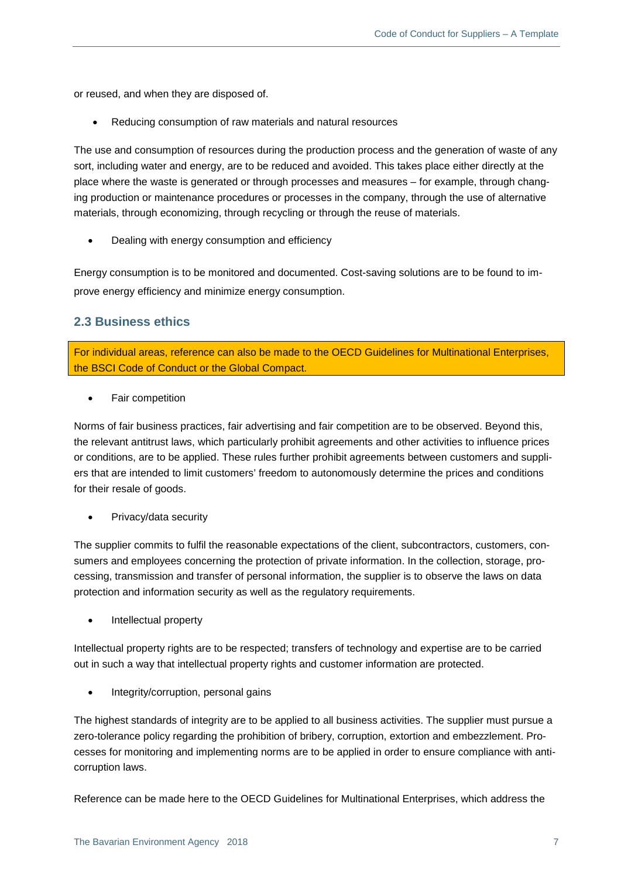or reused, and when they are disposed of.

- Reducing consumption of raw materials and natural resources

The use and consumption of resources during the production process and the generation of waste of any sort, including water and energy, are to be reduced and avoided. This takes place either directly at the place where the waste is generated or through processes and measures – for example, through changing production or maintenance procedures or processes in the company, through the use of alternative materials, through economizing, through recycling or through the reuse of materials.

- Dealing with energy consumption and efficiency

Energy consumption is to be monitored and documented. Cost-saving solutions are to be found to improve energy efficiency and minimize energy consumption.

### 2.3 Business ethics

For individual areas, reference can also be made to the OECD Guidelines for Multinational Enterprises, the BSCI Code of Conduct or the Global Compact.

- Fair competition

Norms of fair business practices, fair advertising and fair competition are to be observed. Beyond this, the relevant antitrust laws, which particularly prohibit agreements and other activities to influence prices or conditions, are to be applied. These rules further prohibit agreements between customers and suppliers that are intended to limit customers' freedom to autonomously determine the prices and conditions for their resale of goods.

- Privacy/data security

The supplier commits to fulfil the reasonable expectations of the client, subcontractors, customers, consumers and employees concerning the protection of private information. In the collection, storage, processing, transmission and transfer of personal information, the supplier is to observe the laws on data protection and information security as well as the regulatory requirements.

- Intellectual property

Intellectual property rights are to be respected; transfers of technology and expertise are to be carried out in such a way that intellectual property rights and customer information are protected.

- Integrity/corruption, personal gains

The highest standards of integrity are to be applied to all business activities. The supplier must pursue a zero-tolerance policy regarding the prohibition of bribery, corruption, extortion and embezzlement. Processes for monitoring and implementing norms are to be applied in order to ensure compliance with anti-corruption laws.

Reference can be made here to the OECD Guidelines for Multinational Enterprises, which address the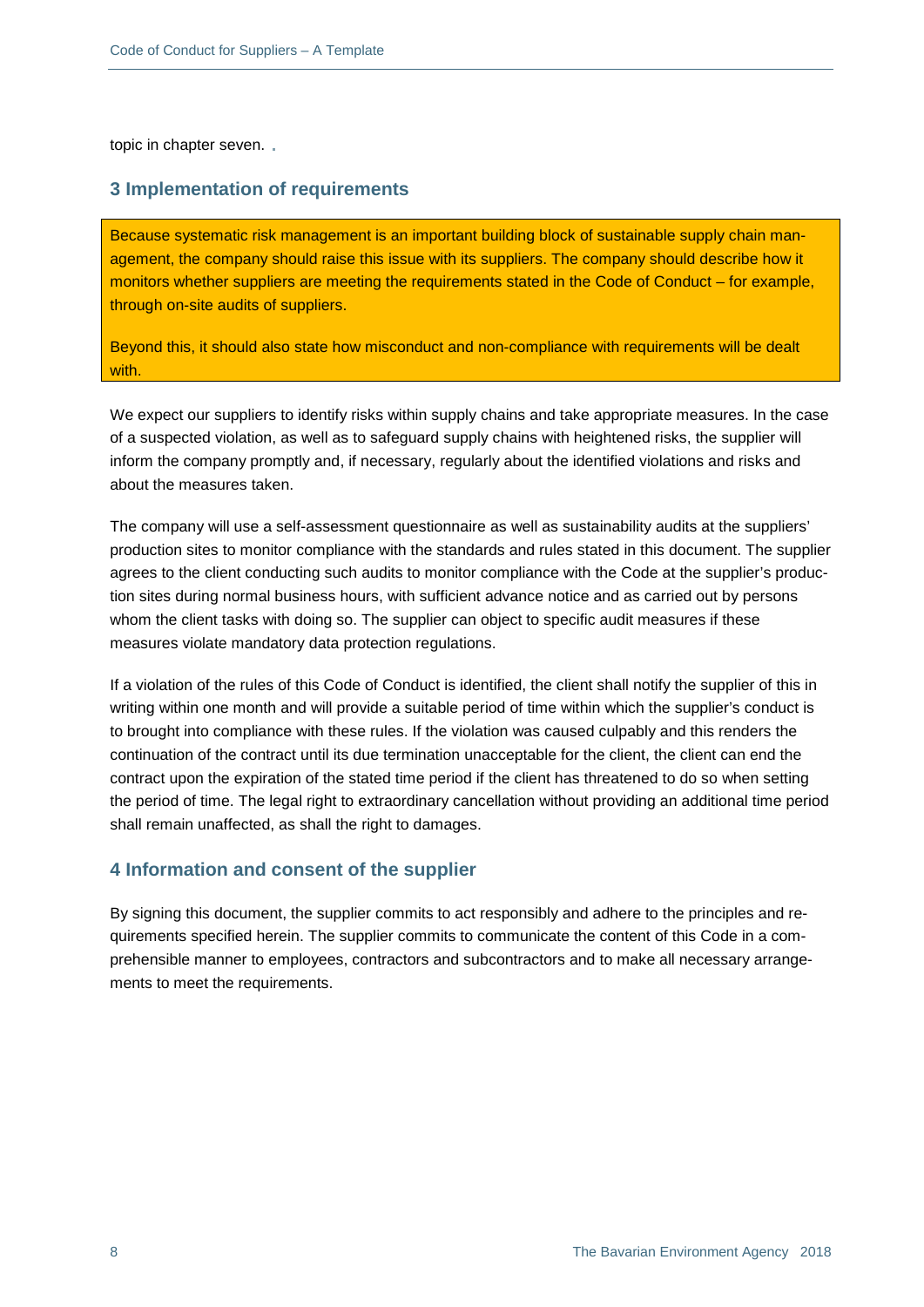topic in chapter seven.

## 3 Implementation of requirements

> Because systematic risk management is an important building block of sustainable supply chain management, the company should raise this issue with its suppliers. The company should describe how it monitors whether suppliers are meeting the requirements stated in the Code of Conduct – for example, through on-site audits of suppliers.
>
> Beyond this, it should also state how misconduct and non-compliance with requirements will be dealt with.

We expect our suppliers to identify risks within supply chains and take appropriate measures. In the case of a suspected violation, as well as to safeguard supply chains with heightened risks, the supplier will inform the company promptly and, if necessary, regularly about the identified violations and risks and about the measures taken.

The company will use a self-assessment questionnaire as well as sustainability audits at the suppliers' production sites to monitor compliance with the standards and rules stated in this document. The supplier agrees to the client conducting such audits to monitor compliance with the Code at the supplier's production sites during normal business hours, with sufficient advance notice and as carried out by persons whom the client tasks with doing so. The supplier can object to specific audit measures if these measures violate mandatory data protection regulations.

If a violation of the rules of this Code of Conduct is identified, the client shall notify the supplier of this in writing within one month and will provide a suitable period of time within which the supplier's conduct is to brought into compliance with these rules. If the violation was caused culpably and this renders the continuation of the contract until its due termination unacceptable for the client, the client can end the contract upon the expiration of the stated time period if the client has threatened to do so when setting the period of time. The legal right to extraordinary cancellation without providing an additional time period shall remain unaffected, as shall the right to damages.

## 4 Information and consent of the supplier

By signing this document, the supplier commits to act responsibly and adhere to the principles and requirements specified herein. The supplier commits to communicate the content of this Code in a comprehensible manner to employees, contractors and subcontractors and to make all necessary arrangements to meet the requirements.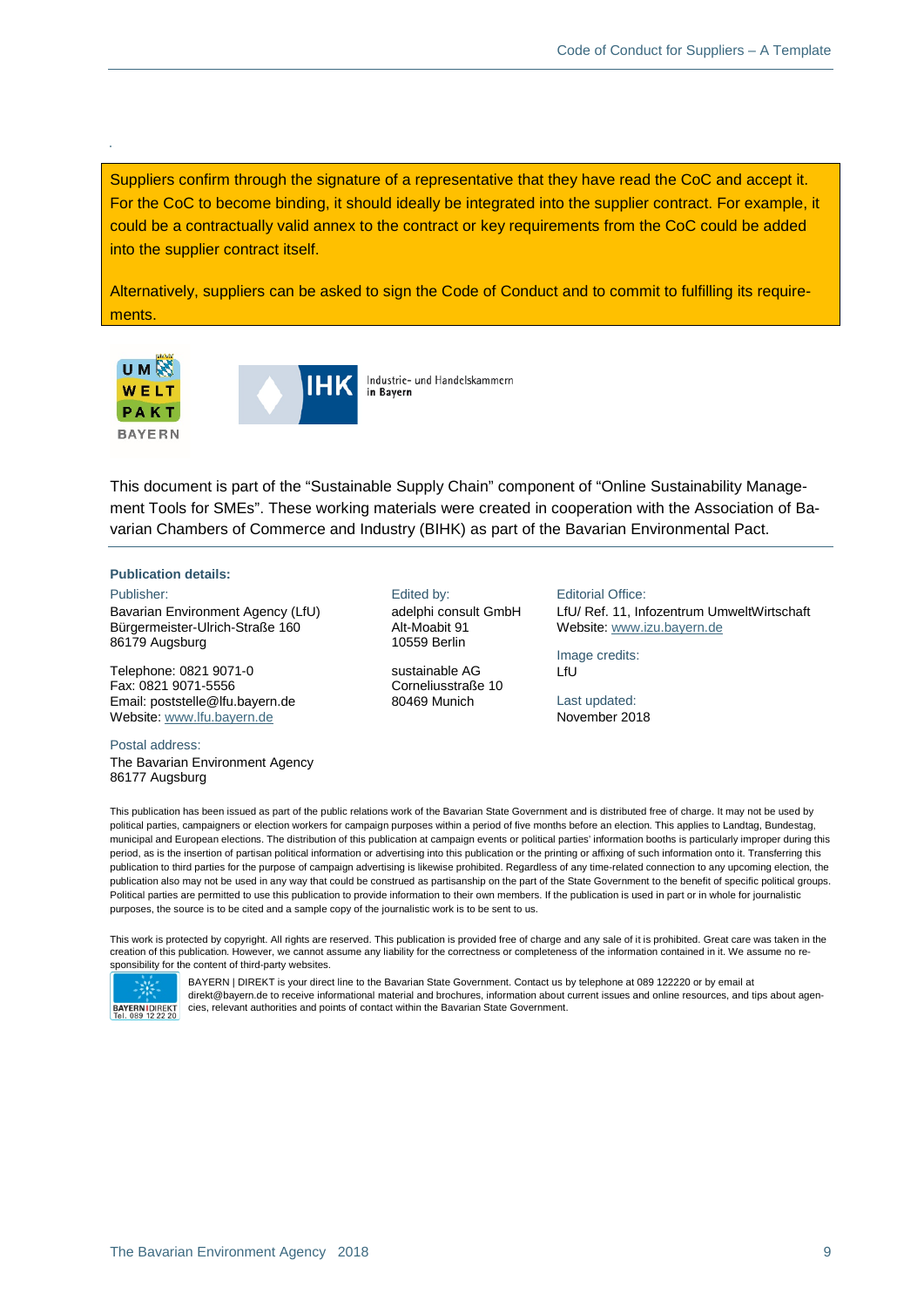Suppliers confirm through the signature of a representative that they have read the CoC and accept it. For the CoC to become binding, it should ideally be integrated into the supplier contract. For example, it could be a contractually valid annex to the contract or key requirements from the CoC could be added into the supplier contract itself.

Alternatively, suppliers can be asked to sign the Code of Conduct and to commit to fulfilling its requirements.

This document is part of the "Sustainable Supply Chain" component of "Online Sustainability Management Tools for SMEs". These working materials were created in cooperation with the Association of Bavarian Chambers of Commerce and Industry (BIHK) as part of the Bavarian Environmental Pact.

**Publication details:**

Publisher:
Bavarian Environment Agency (LfU)
Bürgermeister-Ulrich-Straße 160
86179 Augsburg

Telephone: 0821 9071-0
Fax: 0821 9071-5556
Email: poststelle@lfu.bayern.de
Website: www.lfu.bayern.de

Postal address:
The Bavarian Environment Agency
86177 Augsburg

Edited by:
adelphi consult GmbH
Alt-Moabit 91
10559 Berlin

sustainable AG
Corneliusstraße 10
80469 Munich

Editorial Office:
LfU/ Ref. 11, Infozentrum UmweltWirtschaft
Website: www.izu.bayern.de

Image credits:
LfU

Last updated:
November 2018

This publication has been issued as part of the public relations work of the Bavarian State Government and is distributed free of charge. It may not be used by political parties, campaigners or election workers for campaign purposes within a period of five months before an election. This applies to Landtag, Bundestag, municipal and European elections. The distribution of this publication at campaign events or political parties' information booths is particularly improper during this period, as is the insertion of partisan political information or advertising into this publication or the printing or affixing of such information onto it. Transferring this publication to third parties for the purpose of campaign advertising is likewise prohibited. Regardless of any time-related connection to any upcoming election, the publication also may not be used in any way that could be construed as partisanship on the part of the State Government to the benefit of specific political groups. Political parties are permitted to use this publication to provide information to their own members. If the publication is used in part or in whole for journalistic purposes, the source is to be cited and a sample copy of the journalistic work is to be sent to us.

This work is protected by copyright. All rights are reserved. This publication is provided free of charge and any sale of it is prohibited. Great care was taken in the creation of this publication. However, we cannot assume any liability for the correctness or completeness of the information contained in it. We assume no responsibility for the content of third-party websites.

BAYERN | DIREKT is your direct line to the Bavarian State Government. Contact us by telephone at 089 122220 or by email at direkt@bayern.de to receive informational material and brochures, information about current issues and online resources, and tips about agencies, relevant authorities and points of contact within the Bavarian State Government.